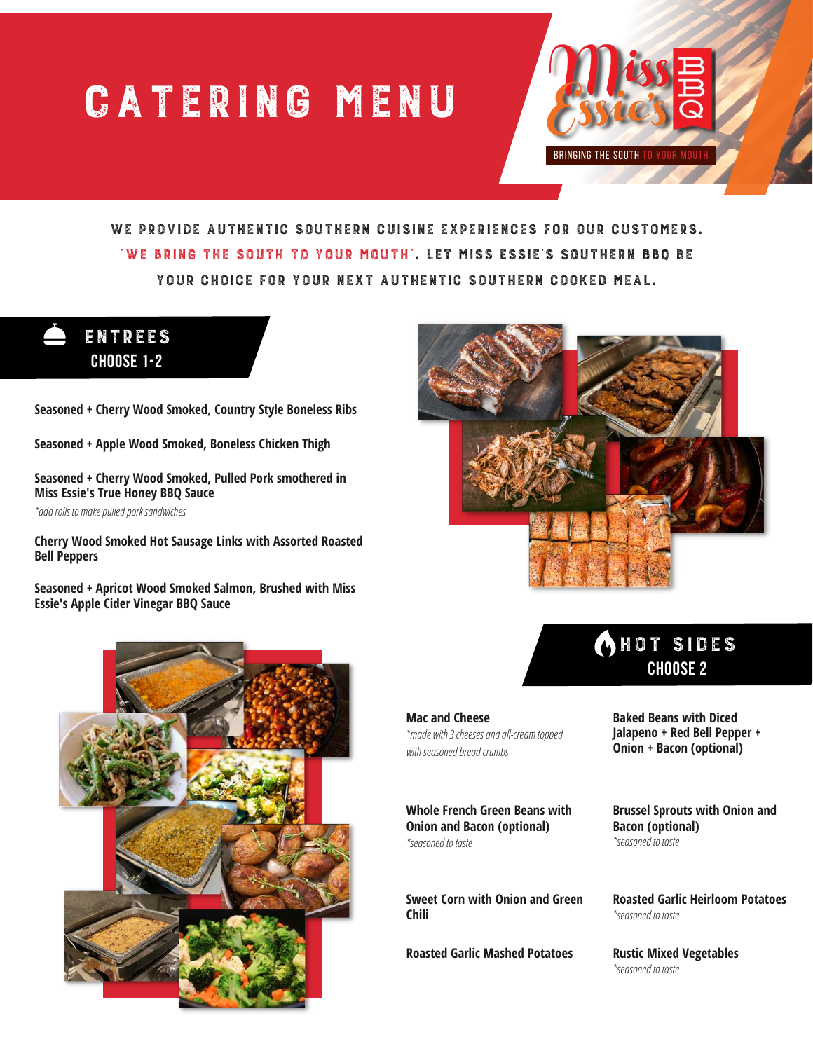# CATERING MENU

Miss Essie's BBQ

BRINGING THE SOUTH TO YOUR MOUTH

WE PROVIDE AUTHENTIC SOUTHERN CUISINE EXPERIENCES FOR OUR CUSTOMERS. "WE BRING THE SOUTH TO YOUR MOUTH". LET MISS ESSIE'S SOUTHERN BBQ BE YOUR CHOICE FOR YOUR NEXT AUTHENTIC SOUTHERN COOKED MEAL.

## ENTREES
### CHOOSE 1-2

**Seasoned + Cherry Wood Smoked, Country Style Boneless Ribs**

**Seasoned + Apple Wood Smoked, Boneless Chicken Thigh**

**Seasoned + Cherry Wood Smoked, Pulled Pork smothered in Miss Essie's True Honey BBQ Sauce**
*\*add rolls to make pulled pork sandwiches*

**Cherry Wood Smoked Hot Sausage Links with Assorted Roasted Bell Peppers**

**Seasoned + Apricot Wood Smoked Salmon, Brushed with Miss Essie's Apple Cider Vinegar BBQ Sauce**

## HOT SIDES
### CHOOSE 2

**Mac and Cheese**
*\*made with 3 cheeses and all-cream topped with seasoned bread crumbs*

**Baked Beans with Diced Jalapeno + Red Bell Pepper + Onion + Bacon (optional)**

**Whole French Green Beans with Onion and Bacon (optional)**
*\*seasoned to taste*

**Brussel Sprouts with Onion and Bacon (optional)**
*\*seasoned to taste*

**Sweet Corn with Onion and Green Chili**

**Roasted Garlic Heirloom Potatoes**
*\*seasoned to taste*

**Roasted Garlic Mashed Potatoes**

**Rustic Mixed Vegetables**
*\*seasoned to taste*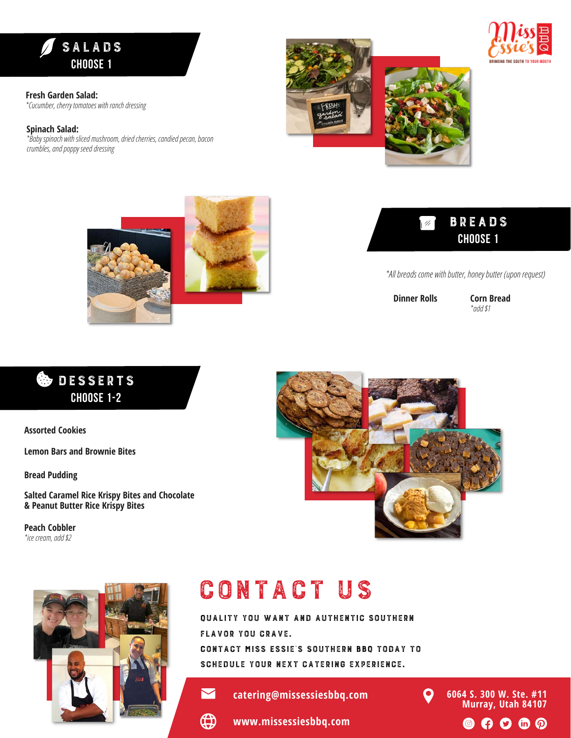## SALADS
### CHOOSE 1

**Fresh Garden Salad:**
*\*Cucumber, cherry tomatoes with ranch dressing*

**Spinach Salad:**
*\*Baby spinach with sliced mushroom, dried cherries, candied pecan, bacon crumbles, and poppy seed dressing*

## BREADS
### CHOOSE 1

*\*All breads come with butter, honey butter (upon request)*

**Dinner Rolls**

**Corn Bread**
*\*add $1*

## DESSERTS
### CHOOSE 1-2

**Assorted Cookies**

**Lemon Bars and Brownie Bites**

**Bread Pudding**

**Salted Caramel Rice Krispy Bites and Chocolate & Peanut Butter Rice Krispy Bites**

**Peach Cobbler**
*\*ice cream, add $2*

# CONTACT US

QUALITY YOU WANT AND AUTHENTIC SOUTHERN FLAVOR YOU CRAVE.
CONTACT MISS ESSIE'S SOUTHERN BBQ TODAY TO SCHEDULE YOUR NEXT CATERING EXPERIENCE.

catering@missessiesbbq.com

www.missessiesbbq.com

6064 S. 300 W. Ste. #11
Murray, Utah 84107